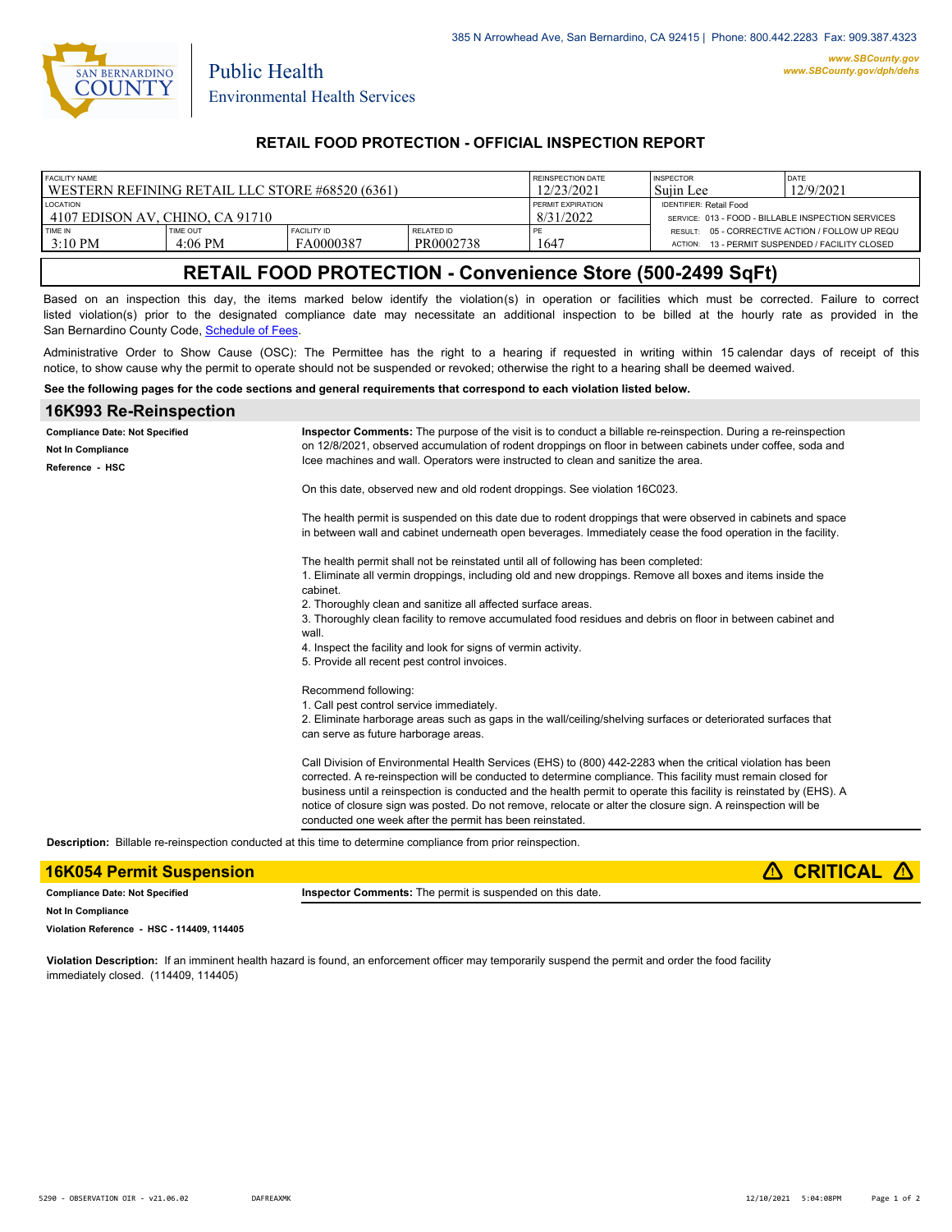385 N Arrowhead Ave, San Bernardino, CA 92415 | Phone: 800.442.2283 Fax: 909.387.4323

www.SBCounty.gov
www.SBCounty.gov/dph/dehs

San Bernardino County
Public Health
Environmental Health Services

## RETAIL FOOD PROTECTION - OFFICIAL INSPECTION REPORT

| FACILITY NAME | | | | REINSPECTION DATE | INSPECTOR | DATE |
|---|---|---|---|---|---|---|
| WESTERN REFINING RETAIL LLC STORE #68520 (6361) | | | | 12/23/2021 | Sujin Lee | 12/9/2021 |
| LOCATION | | | | PERMIT EXPIRATION | IDENTIFIER: Retail Food | |
| 4107 EDISON AV, CHINO, CA 91710 | | | | 8/31/2022 | SERVICE: 013 - FOOD - BILLABLE INSPECTION SERVICES | |
| TIME IN | TIME OUT | FACILITY ID | RELATED ID | PE | RESULT: 05 - CORRECTIVE ACTION / FOLLOW UP REQU | |
| 3:10 PM | 4:06 PM | FA0000387 | PR0002738 | 1647 | ACTION: 13 - PERMIT SUSPENDED / FACILITY CLOSED | |

# RETAIL FOOD PROTECTION - Convenience Store (500-2499 SqFt)

Based on an inspection this day, the items marked below identify the violation(s) in operation or facilities which must be corrected. Failure to correct listed violation(s) prior to the designated compliance date may necessitate an additional inspection to be billed at the hourly rate as provided in the San Bernardino County Code, Schedule of Fees.

Administrative Order to Show Cause (OSC): The Permittee has the right to a hearing if requested in writing within 15 calendar days of receipt of this notice, to show cause why the permit to operate should not be suspended or revoked; otherwise the right to a hearing shall be deemed waived.

**See the following pages for the code sections and general requirements that correspond to each violation listed below.**

## 16K993 Re-Reinspection

**Compliance Date: Not Specified**
**Not In Compliance**
**Reference - HSC**

**Inspector Comments:** The purpose of the visit is to conduct a billable re-reinspection. During a re-reinspection on 12/8/2021, observed accumulation of rodent droppings on floor in between cabinets under coffee, soda and Icee machines and wall. Operators were instructed to clean and sanitize the area.

On this date, observed new and old rodent droppings. See violation 16C023.

The health permit is suspended on this date due to rodent droppings that were observed in cabinets and space in between wall and cabinet underneath open beverages. Immediately cease the food operation in the facility.

The health permit shall not be reinstated until all of following has been completed:
1. Eliminate all vermin droppings, including old and new droppings. Remove all boxes and items inside the cabinet.
2. Thoroughly clean and sanitize all affected surface areas.
3. Thoroughly clean facility to remove accumulated food residues and debris on floor in between cabinet and wall.
4. Inspect the facility and look for signs of vermin activity.
5. Provide all recent pest control invoices.

Recommend following:
1. Call pest control service immediately.
2. Eliminate harborage areas such as gaps in the wall/ceiling/shelving surfaces or deteriorated surfaces that can serve as future harborage areas.

Call Division of Environmental Health Services (EHS) to (800) 442-2283 when the critical violation has been corrected. A re-reinspection will be conducted to determine compliance. This facility must remain closed for business until a reinspection is conducted and the health permit to operate this facility is reinstated by (EHS). A notice of closure sign was posted. Do not remove, relocate or alter the closure sign. A reinspection will be conducted one week after the permit has been reinstated.

**Description:** Billable re-reinspection conducted at this time to determine compliance from prior reinspection.

## 16K054 Permit Suspension — ⚠ CRITICAL ⚠

**Compliance Date: Not Specified**
**Not In Compliance**
**Violation Reference - HSC - 114409, 114405**

**Inspector Comments:** The permit is suspended on this date.

**Violation Description:** If an imminent health hazard is found, an enforcement officer may temporarily suspend the permit and order the food facility immediately closed. (114409, 114405)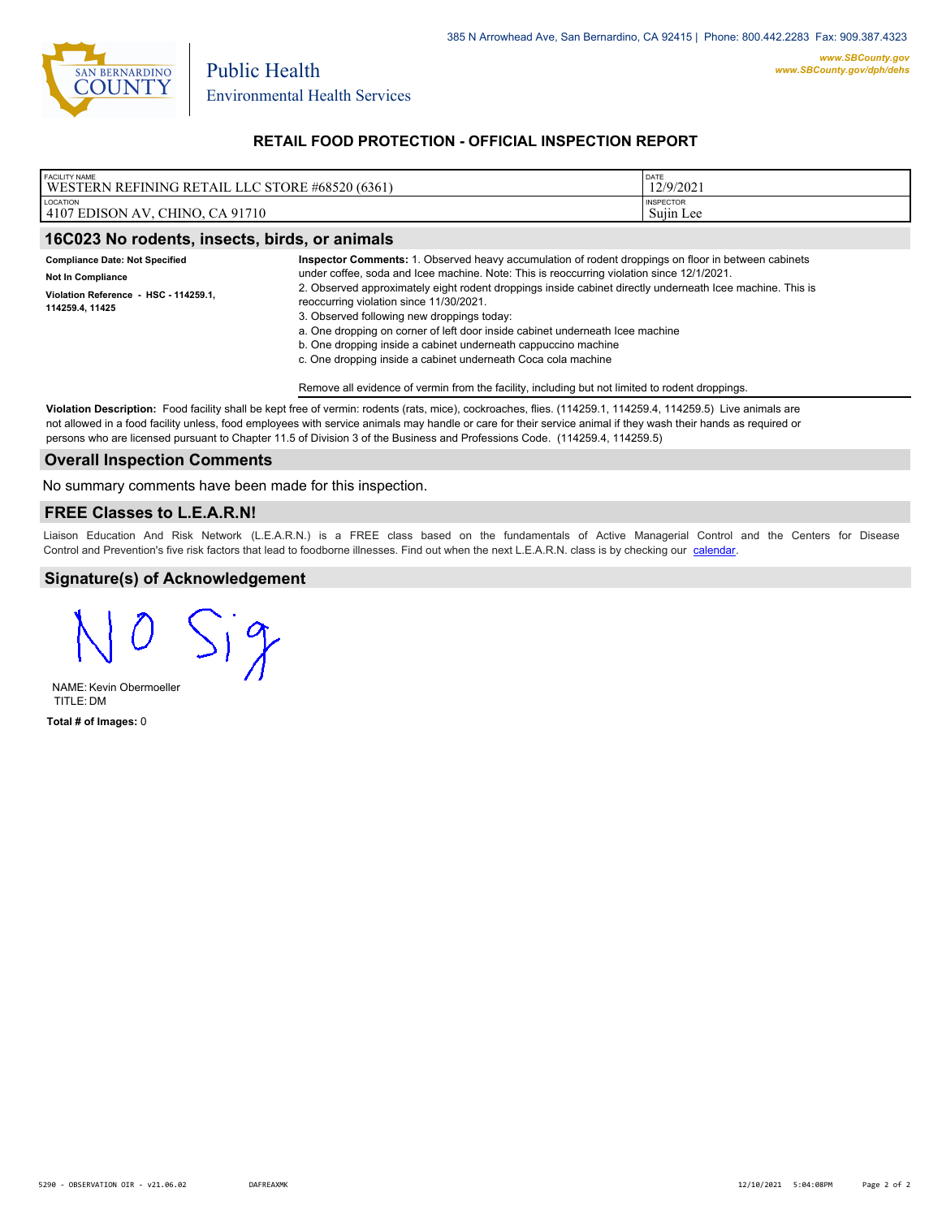385 N Arrowhead Ave, San Bernardino, CA 92415 | Phone: 800.442.2283 Fax: 909.387.4323

www.SBCounty.gov
www.SBCounty.gov/dph/dehs

San Bernardino County
Public Health
Environmental Health Services

# RETAIL FOOD PROTECTION - OFFICIAL INSPECTION REPORT

| FACILITY NAME | DATE |
|---|---|
| WESTERN REFINING RETAIL LLC STORE #68520 (6361) | 12/9/2021 |
| **LOCATION** | **INSPECTOR** |
| 4107 EDISON AV, CHINO, CA 91710 | Sujin Lee |

## 16C023 No rodents, insects, birds, or animals

**Compliance Date: Not Specified**

**Not In Compliance**

**Violation Reference - HSC - 114259.1, 114259.4, 11425**

**Inspector Comments:** 1. Observed heavy accumulation of rodent droppings on floor in between cabinets under coffee, soda and Icee machine. Note: This is reoccurring violation since 12/1/2021.
2. Observed approximately eight rodent droppings inside cabinet directly underneath Icee machine. This is reoccurring violation since 11/30/2021.
3. Observed following new droppings today:
a. One dropping on corner of left door inside cabinet underneath Icee machine
b. One dropping inside a cabinet underneath cappuccino machine
c. One dropping inside a cabinet underneath Coca cola machine

Remove all evidence of vermin from the facility, including but not limited to rodent droppings.

**Violation Description:** Food facility shall be kept free of vermin: rodents (rats, mice), cockroaches, flies. (114259.1, 114259.4, 114259.5) Live animals are not allowed in a food facility unless, food employees with service animals may handle or care for their service animal if they wash their hands as required or persons who are licensed pursuant to Chapter 11.5 of Division 3 of the Business and Professions Code. (114259.4, 114259.5)

## Overall Inspection Comments

No summary comments have been made for this inspection.

## FREE Classes to L.E.A.R.N!

Liaison Education And Risk Network (L.E.A.R.N.) is a FREE class based on the fundamentals of Active Managerial Control and the Centers for Disease Control and Prevention's five risk factors that lead to foodborne illnesses. Find out when the next L.E.A.R.N. class is by checking our calendar.

## Signature(s) of Acknowledgement

No Sig

NAME: Kevin Obermoeller
TITLE: DM

**Total # of Images:** 0

5290 - OBSERVATION OIR - v21.06.02 DAFREAXMK 12/10/2021 5:04:08PM